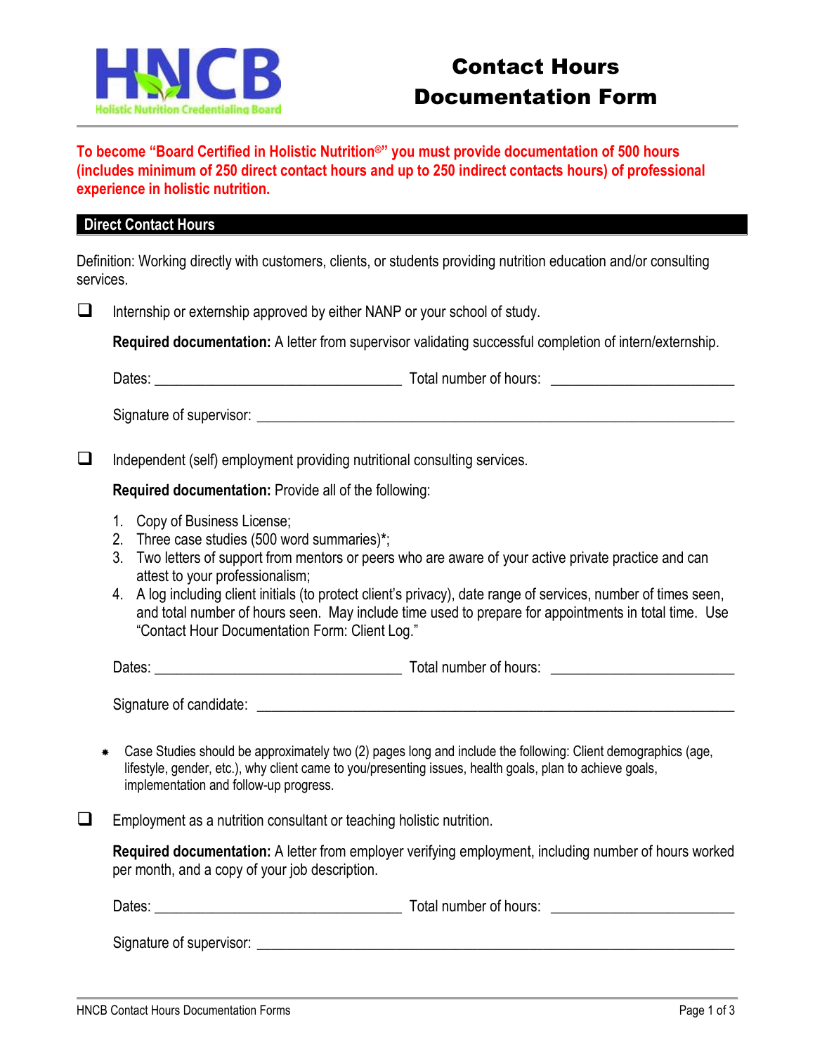# Contact Hours Documentation Form

HNCB Holistic Nutrition Credentialing Board

**To become "Board Certified in Holistic Nutrition®" you must provide documentation of 500 hours (includes minimum of 250 direct contact hours and up to 250 indirect contacts hours) of professional experience in holistic nutrition.**

## Direct Contact Hours

Definition: Working directly with customers, clients, or students providing nutrition education and/or consulting services.

☐ Internship or externship approved by either NANP or your school of study.

**Required documentation:** A letter from supervisor validating successful completion of intern/externship.

Dates: ________________________________ Total number of hours: ________________________

Signature of supervisor: ______________________________________________________________

☐ Independent (self) employment providing nutritional consulting services.

**Required documentation:** Provide all of the following:

1. Copy of Business License;
2. Three case studies (500 word summaries)*;
3. Two letters of support from mentors or peers who are aware of your active private practice and can attest to your professionalism;
4. A log including client initials (to protect client's privacy), date range of services, number of times seen, and total number of hours seen. May include time used to prepare for appointments in total time. Use "Contact Hour Documentation Form: Client Log."

Dates: ________________________________ Total number of hours: ________________________

Signature of candidate: ______________________________________________________________

\* Case Studies should be approximately two (2) pages long and include the following: Client demographics (age, lifestyle, gender, etc.), why client came to you/presenting issues, health goals, plan to achieve goals, implementation and follow-up progress.

☐ Employment as a nutrition consultant or teaching holistic nutrition.

**Required documentation:** A letter from employer verifying employment, including number of hours worked per month, and a copy of your job description.

Dates: ________________________________ Total number of hours: ________________________

Signature of supervisor: ______________________________________________________________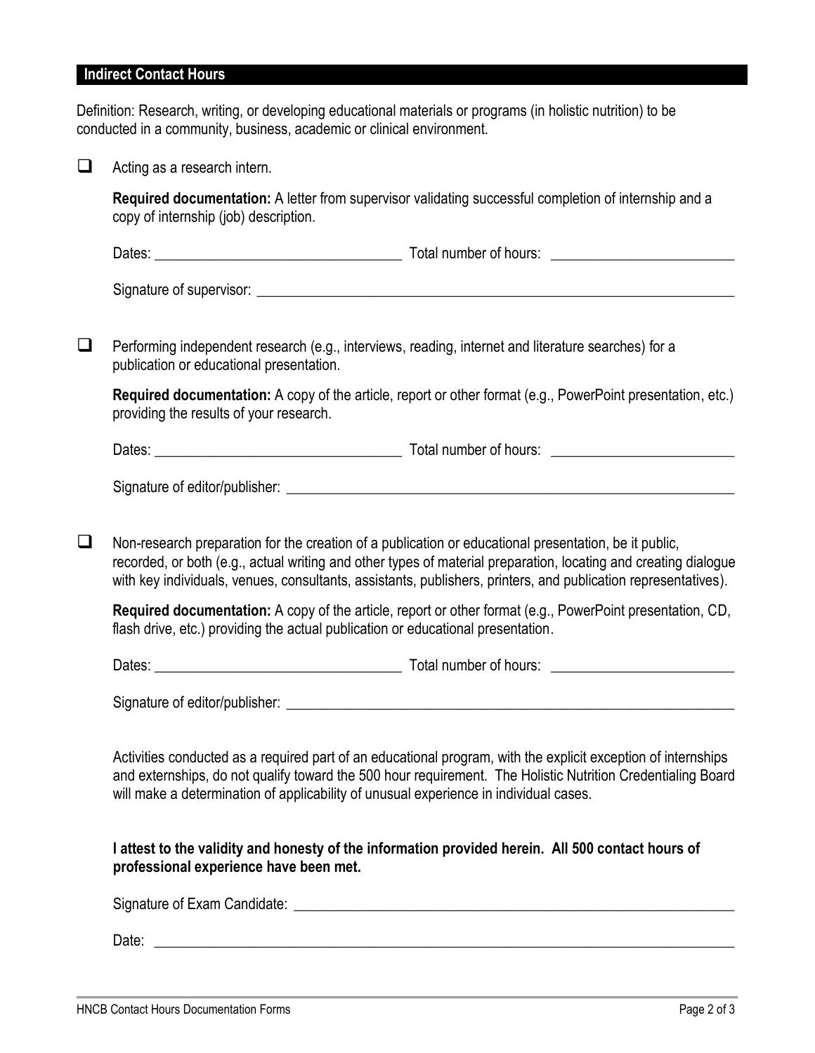## Indirect Contact Hours

Definition: Research, writing, or developing educational materials or programs (in holistic nutrition) to be conducted in a community, business, academic or clinical environment.

- [ ] Acting as a research intern.

  **Required documentation:** A letter from supervisor validating successful completion of internship and a copy of internship (job) description.

  Dates: ________________________________ Total number of hours: ________________________

  Signature of supervisor: ______________________________________________________________

- [ ] Performing independent research (e.g., interviews, reading, internet and literature searches) for a publication or educational presentation.

  **Required documentation:** A copy of the article, report or other format (e.g., PowerPoint presentation, etc.) providing the results of your research.

  Dates: ________________________________ Total number of hours: ________________________

  Signature of editor/publisher: _________________________________________________________

- [ ] Non-research preparation for the creation of a publication or educational presentation, be it public, recorded, or both (e.g., actual writing and other types of material preparation, locating and creating dialogue with key individuals, venues, consultants, assistants, publishers, printers, and publication representatives).

  **Required documentation:** A copy of the article, report or other format (e.g., PowerPoint presentation, CD, flash drive, etc.) providing the actual publication or educational presentation.

  Dates: ________________________________ Total number of hours: ________________________

  Signature of editor/publisher: _________________________________________________________

Activities conducted as a required part of an educational program, with the explicit exception of internships and externships, do not qualify toward the 500 hour requirement. The Holistic Nutrition Credentialing Board will make a determination of applicability of unusual experience in individual cases.

**I attest to the validity and honesty of the information provided herein. All 500 contact hours of professional experience have been met.**

Signature of Exam Candidate: __________________________________________________________

Date: ________________________________________________________________________________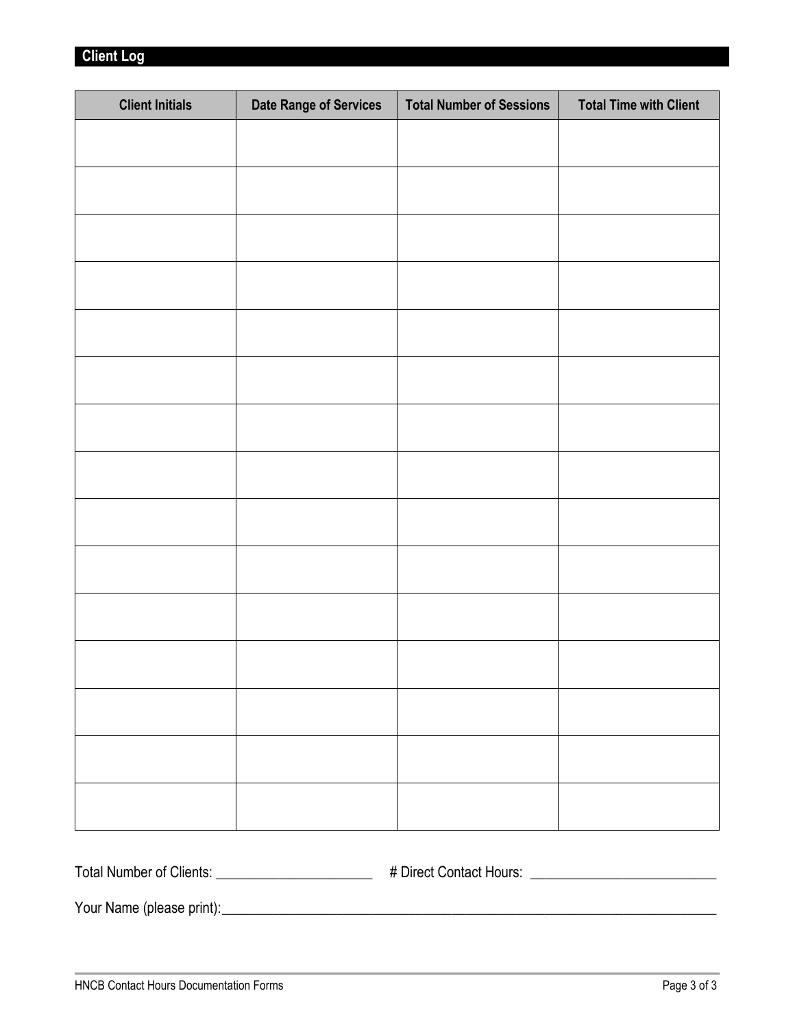## Client Log

| Client Initials | Date Range of Services | Total Number of Sessions | Total Time with Client |
|---|---|---|---|
| | | | |
| | | | |
| | | | |
| | | | |
| | | | |
| | | | |
| | | | |
| | | | |
| | | | |
| | | | |
| | | | |
| | | | |
| | | | |
| | | | |
| | | | |

Total Number of Clients: ______________________ # Direct Contact Hours: __________________________

Your Name (please print):________________________________________________________________________